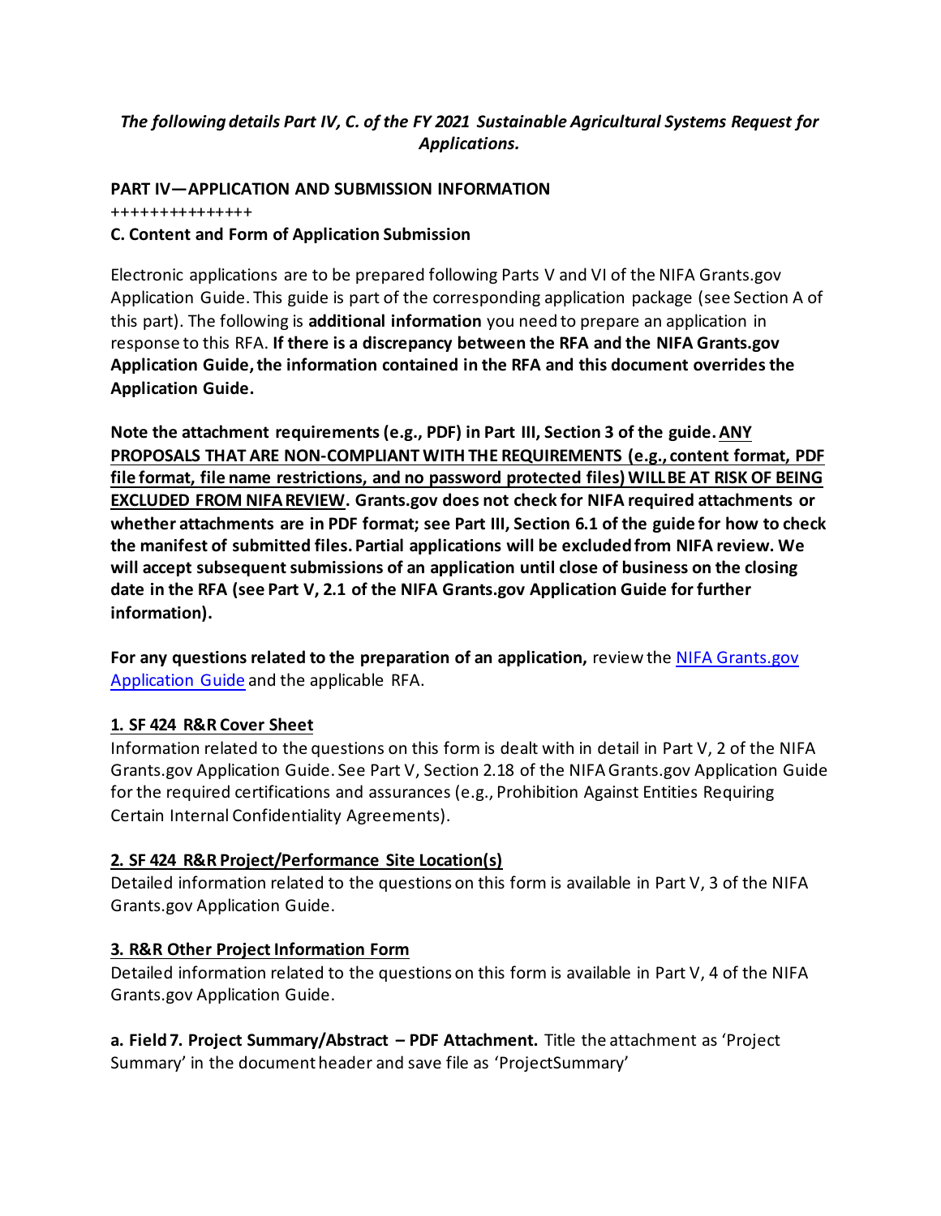*The following details Part IV, C. of the FY 2021 Sustainable Agricultural Systems Request for Applications.*

**PART IV—APPLICATION AND SUBMISSION INFORMATION**

+++++++++++++++

**C. Content and Form of Application Submission**

Electronic applications are to be prepared following Parts V and VI of the NIFA Grants.gov Application Guide. This guide is part of the corresponding application package (see Section A of this part). The following is **additional information** you need to prepare an application in response to this RFA. **If there is a discrepancy between the RFA and the NIFA Grants.gov Application Guide, the information contained in the RFA and this document overrides the Application Guide.**

**Note the attachment requirements (e.g., PDF) in Part III, Section 3 of the guide. <u>ANY PROPOSALS THAT ARE NON-COMPLIANT WITH THE REQUIREMENTS (e.g., content format, PDF file format, file name restrictions, and no password protected files) WILL BE AT RISK OF BEING EXCLUDED FROM NIFA REVIEW</u>. Grants.gov does not check for NIFA required attachments or whether attachments are in PDF format; see Part III, Section 6.1 of the guide for how to check the manifest of submitted files. Partial applications will be excluded from NIFA review. We will accept subsequent submissions of an application until close of business on the closing date in the RFA (see Part V, 2.1 of the NIFA Grants.gov Application Guide for further information).**

**For any questions related to the preparation of an application,** review the [NIFA Grants.gov Application Guide](NIFA Grants.gov Application Guide) and the applicable RFA.

**<u>1. SF 424 R&R Cover Sheet</u>**

Information related to the questions on this form is dealt with in detail in Part V, 2 of the NIFA Grants.gov Application Guide. See Part V, Section 2.18 of the NIFA Grants.gov Application Guide for the required certifications and assurances (e.g., Prohibition Against Entities Requiring Certain Internal Confidentiality Agreements).

**<u>2. SF 424 R&R Project/Performance Site Location(s)</u>**

Detailed information related to the questions on this form is available in Part V, 3 of the NIFA Grants.gov Application Guide.

**<u>3. R&R Other Project Information Form</u>**

Detailed information related to the questions on this form is available in Part V, 4 of the NIFA Grants.gov Application Guide.

**a. Field 7. Project Summary/Abstract – PDF Attachment.** Title the attachment as 'Project Summary' in the document header and save file as 'ProjectSummary'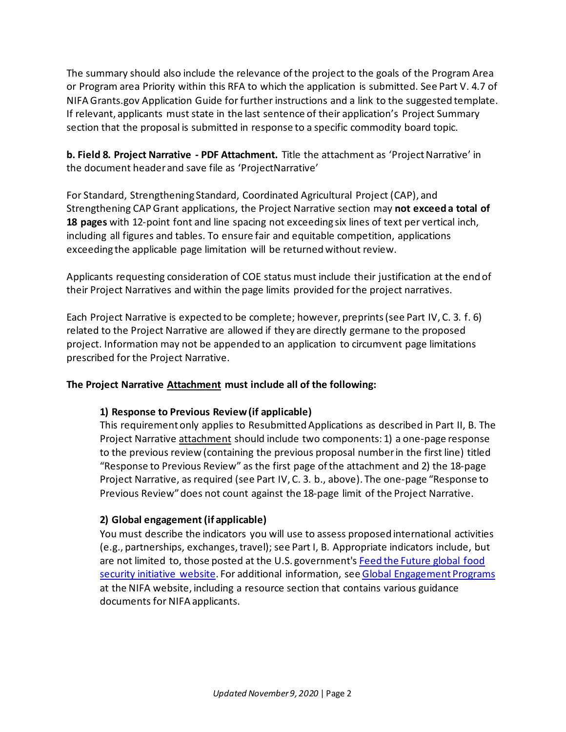The summary should also include the relevance of the project to the goals of the Program Area or Program area Priority within this RFA to which the application is submitted. See Part V. 4.7 of NIFA Grants.gov Application Guide for further instructions and a link to the suggested template. If relevant, applicants must state in the last sentence of their application's Project Summary section that the proposal is submitted in response to a specific commodity board topic.

**b. Field 8. Project Narrative - PDF Attachment.** Title the attachment as 'Project Narrative' in the document header and save file as 'ProjectNarrative'

For Standard, Strengthening Standard, Coordinated Agricultural Project (CAP), and Strengthening CAP Grant applications, the Project Narrative section may **not exceed a total of 18 pages** with 12-point font and line spacing not exceeding six lines of text per vertical inch, including all figures and tables. To ensure fair and equitable competition, applications exceeding the applicable page limitation will be returned without review.

Applicants requesting consideration of COE status must include their justification at the end of their Project Narratives and within the page limits provided for the project narratives.

Each Project Narrative is expected to be complete; however, preprints (see Part IV, C. 3. f. 6) related to the Project Narrative are allowed if they are directly germane to the proposed project. Information may not be appended to an application to circumvent page limitations prescribed for the Project Narrative.

**The Project Narrative Attachment must include all of the following:**

**1) Response to Previous Review (if applicable)**

This requirement only applies to Resubmitted Applications as described in Part II, B. The Project Narrative attachment should include two components: 1) a one-page response to the previous review (containing the previous proposal number in the first line) titled "Response to Previous Review" as the first page of the attachment and 2) the 18-page Project Narrative, as required (see Part IV, C. 3. b., above). The one-page "Response to Previous Review" does not count against the 18-page limit of the Project Narrative.

**2) Global engagement (if applicable)**

You must describe the indicators you will use to assess proposed international activities (e.g., partnerships, exchanges, travel); see Part I, B. Appropriate indicators include, but are not limited to, those posted at the U.S. government's Feed the Future global food security initiative website. For additional information, see Global Engagement Programs at the NIFA website, including a resource section that contains various guidance documents for NIFA applicants.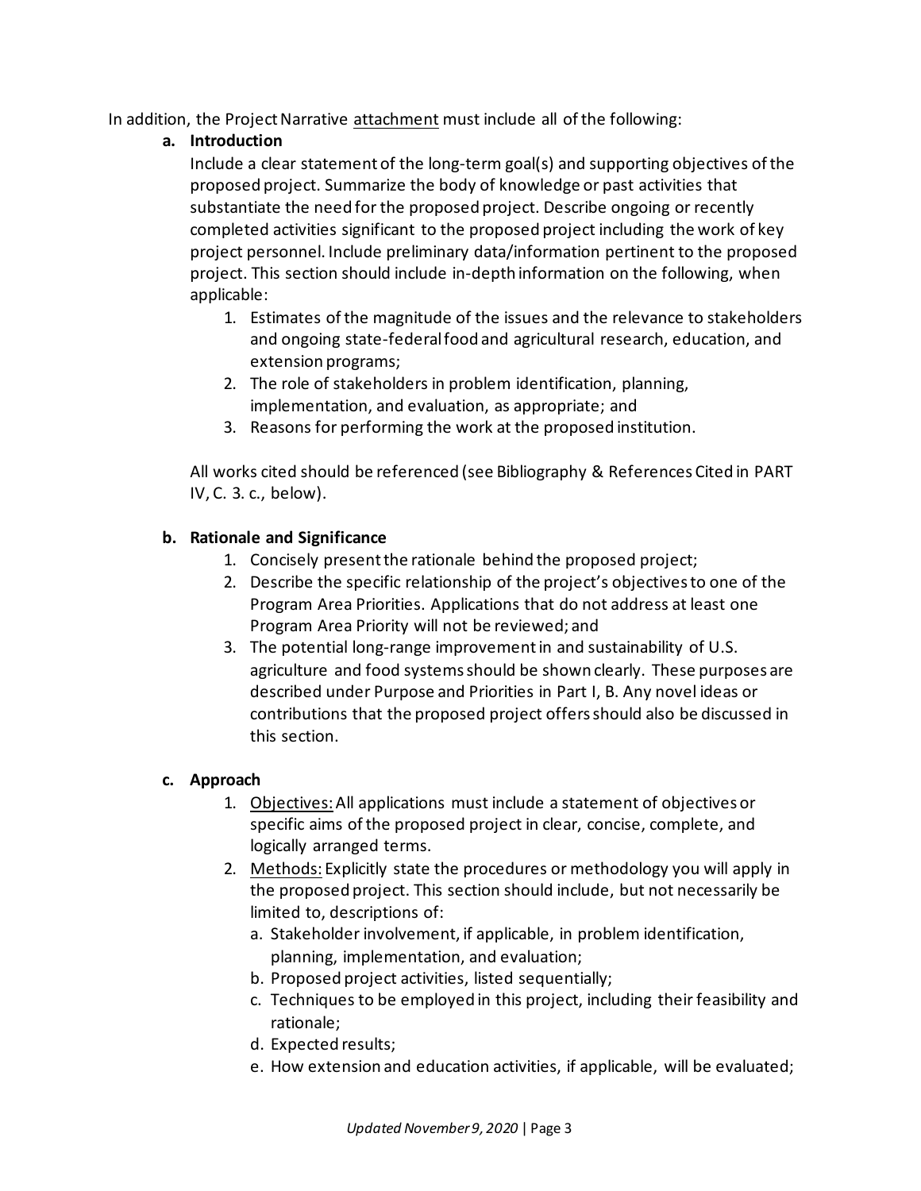In addition, the Project Narrative <u>attachment</u> must include all of the following:

**a. Introduction**

Include a clear statement of the long-term goal(s) and supporting objectives of the proposed project. Summarize the body of knowledge or past activities that substantiate the need for the proposed project. Describe ongoing or recently completed activities significant to the proposed project including the work of key project personnel. Include preliminary data/information pertinent to the proposed project. This section should include in-depth information on the following, when applicable:

1. Estimates of the magnitude of the issues and the relevance to stakeholders and ongoing state-federal food and agricultural research, education, and extension programs;
2. The role of stakeholders in problem identification, planning, implementation, and evaluation, as appropriate; and
3. Reasons for performing the work at the proposed institution.

All works cited should be referenced (see Bibliography & References Cited in PART IV, C. 3. c., below).

**b. Rationale and Significance**

1. Concisely present the rationale behind the proposed project;
2. Describe the specific relationship of the project's objectives to one of the Program Area Priorities. Applications that do not address at least one Program Area Priority will not be reviewed; and
3. The potential long-range improvement in and sustainability of U.S. agriculture and food systems should be shown clearly. These purposes are described under Purpose and Priorities in Part I, B. Any novel ideas or contributions that the proposed project offers should also be discussed in this section.

**c. Approach**

1. <u>Objectives:</u> All applications must include a statement of objectives or specific aims of the proposed project in clear, concise, complete, and logically arranged terms.
2. <u>Methods:</u> Explicitly state the procedures or methodology you will apply in the proposed project. This section should include, but not necessarily be limited to, descriptions of:
   a. Stakeholder involvement, if applicable, in problem identification, planning, implementation, and evaluation;
   b. Proposed project activities, listed sequentially;
   c. Techniques to be employed in this project, including their feasibility and rationale;
   d. Expected results;
   e. How extension and education activities, if applicable, will be evaluated;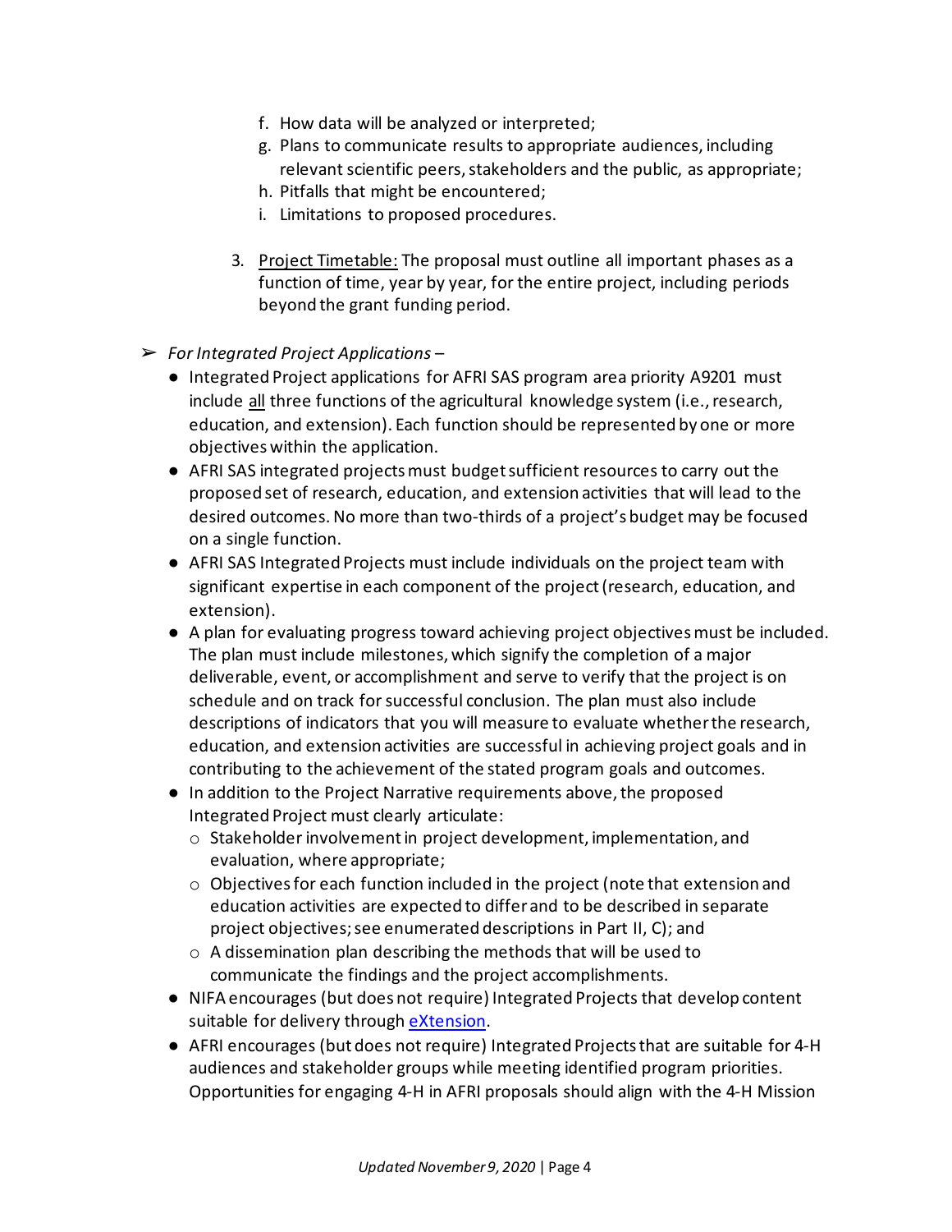f. How data will be analyzed or interpreted;
   g. Plans to communicate results to appropriate audiences, including relevant scientific peers, stakeholders and the public, as appropriate;
   h. Pitfalls that might be encountered;
   i. Limitations to proposed procedures.

3. Project Timetable: The proposal must outline all important phases as a function of time, year by year, for the entire project, including periods beyond the grant funding period.

➢ *For Integrated Project Applications –*
   - Integrated Project applications for AFRI SAS program area priority A9201 must include all three functions of the agricultural knowledge system (i.e., research, education, and extension). Each function should be represented by one or more objectives within the application.
   - AFRI SAS integrated projects must budget sufficient resources to carry out the proposed set of research, education, and extension activities that will lead to the desired outcomes. No more than two-thirds of a project's budget may be focused on a single function.
   - AFRI SAS Integrated Projects must include individuals on the project team with significant expertise in each component of the project (research, education, and extension).
   - A plan for evaluating progress toward achieving project objectives must be included. The plan must include milestones, which signify the completion of a major deliverable, event, or accomplishment and serve to verify that the project is on schedule and on track for successful conclusion. The plan must also include descriptions of indicators that you will measure to evaluate whether the research, education, and extension activities are successful in achieving project goals and in contributing to the achievement of the stated program goals and outcomes.
   - In addition to the Project Narrative requirements above, the proposed Integrated Project must clearly articulate:
     - Stakeholder involvement in project development, implementation, and evaluation, where appropriate;
     - Objectives for each function included in the project (note that extension and education activities are expected to differ and to be described in separate project objectives; see enumerated descriptions in Part II, C); and
     - A dissemination plan describing the methods that will be used to communicate the findings and the project accomplishments.
   - NIFA encourages (but does not require) Integrated Projects that develop content suitable for delivery through [eXtension](eXtension).
   - AFRI encourages (but does not require) Integrated Projects that are suitable for 4-H audiences and stakeholder groups while meeting identified program priorities. Opportunities for engaging 4-H in AFRI proposals should align with the 4-H Mission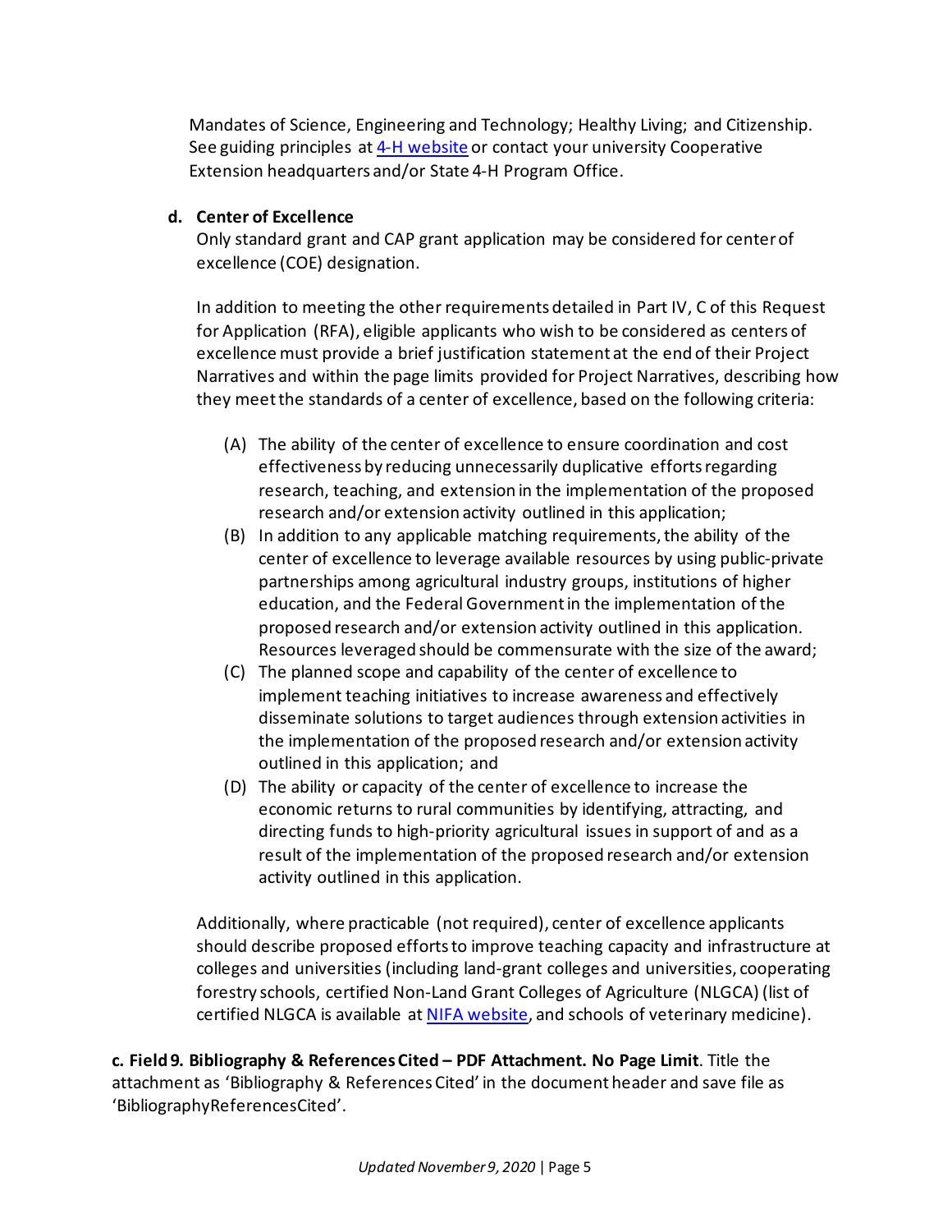Mandates of Science, Engineering and Technology; Healthy Living; and Citizenship. See guiding principles at [4-H website](#) or contact your university Cooperative Extension headquarters and/or State 4-H Program Office.

**d. Center of Excellence**

Only standard grant and CAP grant application may be considered for center of excellence (COE) designation.

In addition to meeting the other requirements detailed in Part IV, C of this Request for Application (RFA), eligible applicants who wish to be considered as centers of excellence must provide a brief justification statement at the end of their Project Narratives and within the page limits provided for Project Narratives, describing how they meet the standards of a center of excellence, based on the following criteria:

(A) The ability of the center of excellence to ensure coordination and cost effectiveness by reducing unnecessarily duplicative efforts regarding research, teaching, and extension in the implementation of the proposed research and/or extension activity outlined in this application;
(B) In addition to any applicable matching requirements, the ability of the center of excellence to leverage available resources by using public-private partnerships among agricultural industry groups, institutions of higher education, and the Federal Government in the implementation of the proposed research and/or extension activity outlined in this application. Resources leveraged should be commensurate with the size of the award;
(C) The planned scope and capability of the center of excellence to implement teaching initiatives to increase awareness and effectively disseminate solutions to target audiences through extension activities in the implementation of the proposed research and/or extension activity outlined in this application; and
(D) The ability or capacity of the center of excellence to increase the economic returns to rural communities by identifying, attracting, and directing funds to high-priority agricultural issues in support of and as a result of the implementation of the proposed research and/or extension activity outlined in this application.

Additionally, where practicable (not required), center of excellence applicants should describe proposed efforts to improve teaching capacity and infrastructure at colleges and universities (including land-grant colleges and universities, cooperating forestry schools, certified Non-Land Grant Colleges of Agriculture (NLGCA) (list of certified NLGCA is available at [NIFA website](#), and schools of veterinary medicine).

**c. Field 9. Bibliography & References Cited – PDF Attachment. No Page Limit**. Title the attachment as 'Bibliography & References Cited' in the document header and save file as 'BibliographyReferencesCited'.

*Updated November 9, 2020*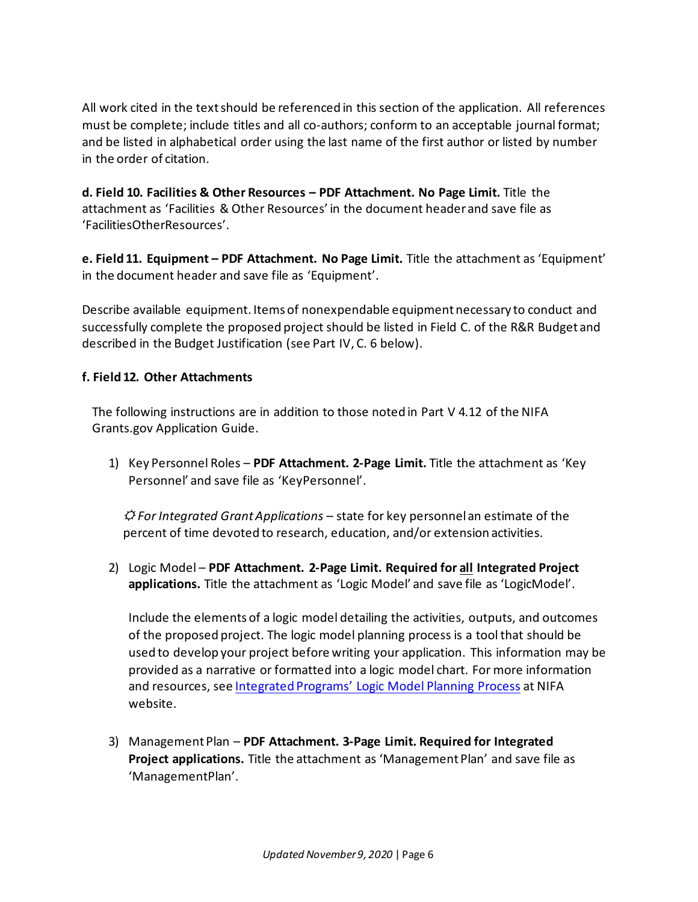All work cited in the text should be referenced in this section of the application. All references must be complete; include titles and all co-authors; conform to an acceptable journal format; and be listed in alphabetical order using the last name of the first author or listed by number in the order of citation.

**d. Field 10. Facilities & Other Resources – PDF Attachment. No Page Limit.** Title the attachment as 'Facilities & Other Resources' in the document header and save file as 'FacilitiesOtherResources'.

**e. Field 11. Equipment – PDF Attachment. No Page Limit.** Title the attachment as 'Equipment' in the document header and save file as 'Equipment'.

Describe available equipment. Items of nonexpendable equipment necessary to conduct and successfully complete the proposed project should be listed in Field C. of the R&R Budget and described in the Budget Justification (see Part IV, C. 6 below).

**f. Field 12. Other Attachments**

The following instructions are in addition to those noted in Part V 4.12 of the NIFA Grants.gov Application Guide.

1) Key Personnel Roles – **PDF Attachment. 2-Page Limit.** Title the attachment as 'Key Personnel' and save file as 'KeyPersonnel'.

   ☼ *For Integrated Grant Applications* – state for key personnel an estimate of the percent of time devoted to research, education, and/or extension activities.

2) Logic Model – **PDF Attachment. 2-Page Limit. Required for <u>all</u> Integrated Project applications.** Title the attachment as 'Logic Model' and save file as 'LogicModel'.

   Include the elements of a logic model detailing the activities, outputs, and outcomes of the proposed project. The logic model planning process is a tool that should be used to develop your project before writing your application. This information may be provided as a narrative or formatted into a logic model chart. For more information and resources, see [Integrated Programs' Logic Model Planning Process](#) at NIFA website.

3) Management Plan – **PDF Attachment. 3-Page Limit. Required for Integrated Project applications.** Title the attachment as 'Management Plan' and save file as 'ManagementPlan'.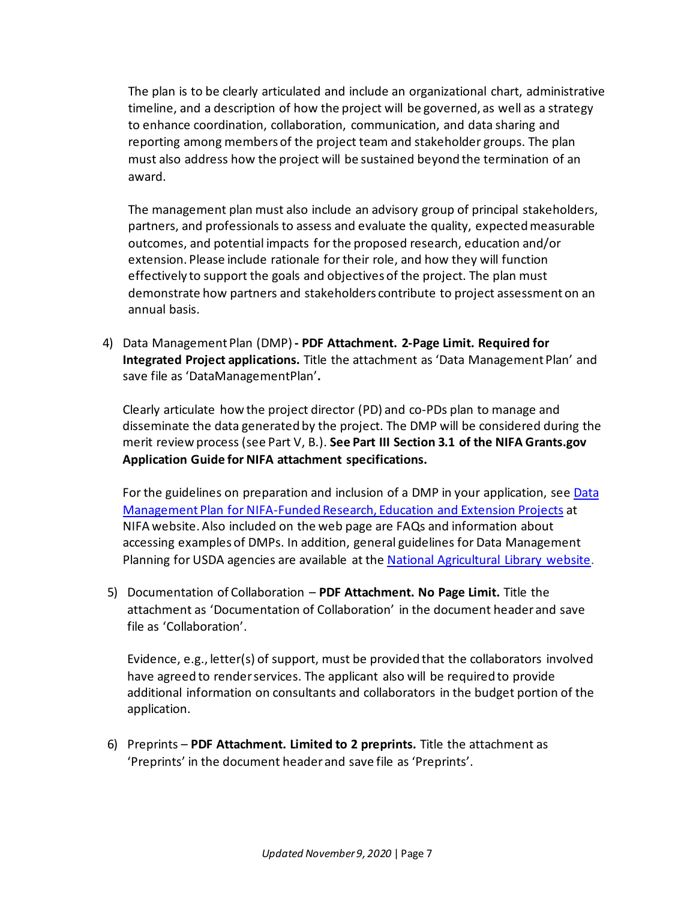The plan is to be clearly articulated and include an organizational chart, administrative timeline, and a description of how the project will be governed, as well as a strategy to enhance coordination, collaboration, communication, and data sharing and reporting among members of the project team and stakeholder groups. The plan must also address how the project will be sustained beyond the termination of an award.

The management plan must also include an advisory group of principal stakeholders, partners, and professionals to assess and evaluate the quality, expected measurable outcomes, and potential impacts for the proposed research, education and/or extension. Please include rationale for their role, and how they will function effectively to support the goals and objectives of the project. The plan must demonstrate how partners and stakeholders contribute to project assessment on an annual basis.

4) Data Management Plan (DMP) **- PDF Attachment. 2-Page Limit. Required for Integrated Project applications.** Title the attachment as 'Data Management Plan' and save file as 'DataManagementPlan'**.**

   Clearly articulate how the project director (PD) and co-PDs plan to manage and disseminate the data generated by the project. The DMP will be considered during the merit review process (see Part V, B.). **See Part III Section 3.1 of the NIFA Grants.gov Application Guide for NIFA attachment specifications.**

   For the guidelines on preparation and inclusion of a DMP in your application, see [Data Management Plan for NIFA-Funded Research, Education and Extension Projects]() at NIFA website. Also included on the web page are FAQs and information about accessing examples of DMPs. In addition, general guidelines for Data Management Planning for USDA agencies are available at the [National Agricultural Library website]().

5) Documentation of Collaboration – **PDF Attachment. No Page Limit.** Title the attachment as 'Documentation of Collaboration' in the document header and save file as 'Collaboration'.

   Evidence, e.g., letter(s) of support, must be provided that the collaborators involved have agreed to render services. The applicant also will be required to provide additional information on consultants and collaborators in the budget portion of the application.

6) Preprints – **PDF Attachment. Limited to 2 preprints.** Title the attachment as 'Preprints' in the document header and save file as 'Preprints'.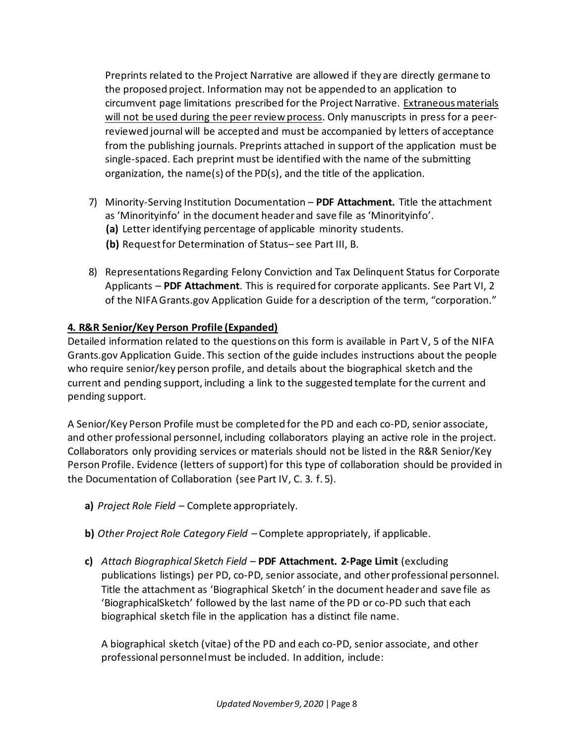Preprints related to the Project Narrative are allowed if they are directly germane to the proposed project. Information may not be appended to an application to circumvent page limitations prescribed for the Project Narrative. <u>Extraneous materials will not be used during the peer review process</u>. Only manuscripts in press for a peer-reviewed journal will be accepted and must be accompanied by letters of acceptance from the publishing journals. Preprints attached in support of the application must be single-spaced. Each preprint must be identified with the name of the submitting organization, the name(s) of the PD(s), and the title of the application.

7) Minority-Serving Institution Documentation – **PDF Attachment.** Title the attachment as 'Minorityinfo' in the document header and save file as 'Minorityinfo'.
   **(a)** Letter identifying percentage of applicable minority students.
   **(b)** Request for Determination of Status– see Part III, B.

8) Representations Regarding Felony Conviction and Tax Delinquent Status for Corporate Applicants – **PDF Attachment**. This is required for corporate applicants. See Part VI, 2 of the NIFA Grants.gov Application Guide for a description of the term, "corporation."

#### **<u>4. R&R Senior/Key Person Profile (Expanded)</u>**

Detailed information related to the questions on this form is available in Part V, 5 of the NIFA Grants.gov Application Guide. This section of the guide includes instructions about the people who require senior/key person profile, and details about the biographical sketch and the current and pending support, including a link to the suggested template for the current and pending support.

A Senior/Key Person Profile must be completed for the PD and each co-PD, senior associate, and other professional personnel, including collaborators playing an active role in the project. Collaborators only providing services or materials should not be listed in the R&R Senior/Key Person Profile. Evidence (letters of support) for this type of collaboration should be provided in the Documentation of Collaboration (see Part IV, C. 3. f. 5).

**a)** *Project Role Field* – Complete appropriately.

**b)** *Other Project Role Category Field* – Complete appropriately, if applicable.

**c)** *Attach Biographical Sketch Field* – **PDF Attachment. 2-Page Limit** (excluding publications listings) per PD, co-PD, senior associate, and other professional personnel. Title the attachment as 'Biographical Sketch' in the document header and save file as 'BiographicalSketch' followed by the last name of the PD or co-PD such that each biographical sketch file in the application has a distinct file name.

A biographical sketch (vitae) of the PD and each co-PD, senior associate, and other professional personnel must be included. In addition, include: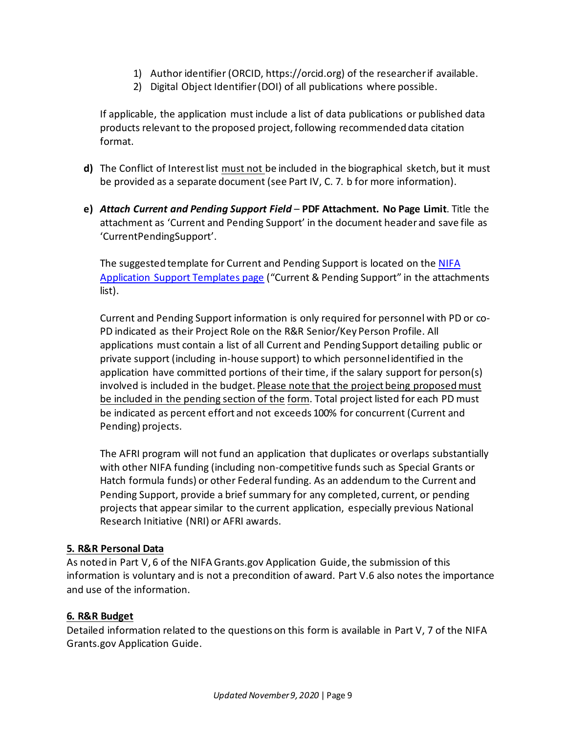1) Author identifier (ORCID, https://orcid.org) of the researcher if available.
2) Digital Object Identifier (DOI) of all publications where possible.

If applicable, the application must include a list of data publications or published data products relevant to the proposed project, following recommended data citation format.

**d)** The Conflict of Interest list <u>must not</u> be included in the biographical sketch, but it must be provided as a separate document (see Part IV, C. 7. b for more information).

**e)** ***Attach Current and Pending Support Field*** – **PDF Attachment. No Page Limit**. Title the attachment as 'Current and Pending Support' in the document header and save file as 'CurrentPendingSupport'.

The suggested template for Current and Pending Support is located on the [NIFA Application Support Templates page](NIFA Application Support Templates page) ("Current & Pending Support" in the attachments list).

Current and Pending Support information is only required for personnel with PD or co-PD indicated as their Project Role on the R&R Senior/Key Person Profile. All applications must contain a list of all Current and Pending Support detailing public or private support (including in-house support) to which personnel identified in the application have committed portions of their time, if the salary support for person(s) involved is included in the budget. <u>Please note that the project being proposed must be included in the pending section of the form</u>. Total project listed for each PD must be indicated as percent effort and not exceeds 100% for concurrent (Current and Pending) projects.

The AFRI program will not fund an application that duplicates or overlaps substantially with other NIFA funding (including non-competitive funds such as Special Grants or Hatch formula funds) or other Federal funding. As an addendum to the Current and Pending Support, provide a brief summary for any completed, current, or pending projects that appear similar to the current application, especially previous National Research Initiative (NRI) or AFRI awards.

### 5. R&R Personal Data

As noted in Part V, 6 of the NIFA Grants.gov Application Guide, the submission of this information is voluntary and is not a precondition of award. Part V.6 also notes the importance and use of the information.

### 6. R&R Budget

Detailed information related to the questions on this form is available in Part V, 7 of the NIFA Grants.gov Application Guide.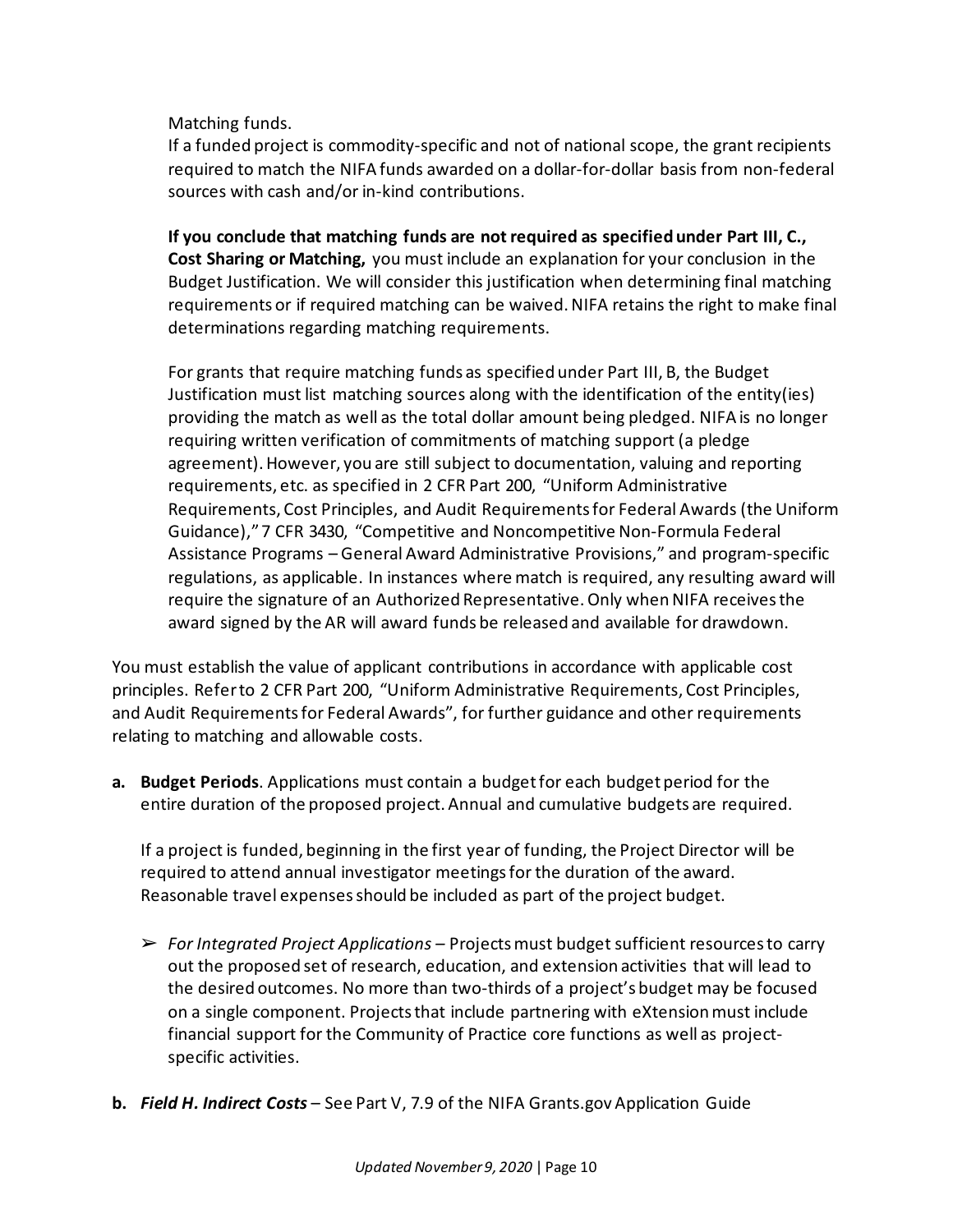Matching funds.

If a funded project is commodity-specific and not of national scope, the grant recipients required to match the NIFA funds awarded on a dollar-for-dollar basis from non-federal sources with cash and/or in-kind contributions.

**If you conclude that matching funds are not required as specified under Part III, C., Cost Sharing or Matching,** you must include an explanation for your conclusion in the Budget Justification. We will consider this justification when determining final matching requirements or if required matching can be waived. NIFA retains the right to make final determinations regarding matching requirements.

For grants that require matching funds as specified under Part III, B, the Budget Justification must list matching sources along with the identification of the entity(ies) providing the match as well as the total dollar amount being pledged. NIFA is no longer requiring written verification of commitments of matching support (a pledge agreement). However, you are still subject to documentation, valuing and reporting requirements, etc. as specified in 2 CFR Part 200, "Uniform Administrative Requirements, Cost Principles, and Audit Requirements for Federal Awards (the Uniform Guidance)," 7 CFR 3430, "Competitive and Noncompetitive Non-Formula Federal Assistance Programs – General Award Administrative Provisions," and program-specific regulations, as applicable. In instances where match is required, any resulting award will require the signature of an Authorized Representative. Only when NIFA receives the award signed by the AR will award funds be released and available for drawdown.

You must establish the value of applicant contributions in accordance with applicable cost principles. Refer to 2 CFR Part 200, "Uniform Administrative Requirements, Cost Principles, and Audit Requirements for Federal Awards", for further guidance and other requirements relating to matching and allowable costs.

**a. Budget Periods**. Applications must contain a budget for each budget period for the entire duration of the proposed project. Annual and cumulative budgets are required.

If a project is funded, beginning in the first year of funding, the Project Director will be required to attend annual investigator meetings for the duration of the award. Reasonable travel expenses should be included as part of the project budget.

- *For Integrated Project Applications* – Projects must budget sufficient resources to carry out the proposed set of research, education, and extension activities that will lead to the desired outcomes. No more than two-thirds of a project's budget may be focused on a single component. Projects that include partnering with eXtension must include financial support for the Community of Practice core functions as well as project-specific activities.

**b. *Field H. Indirect Costs*** – See Part V, 7.9 of the NIFA Grants.gov Application Guide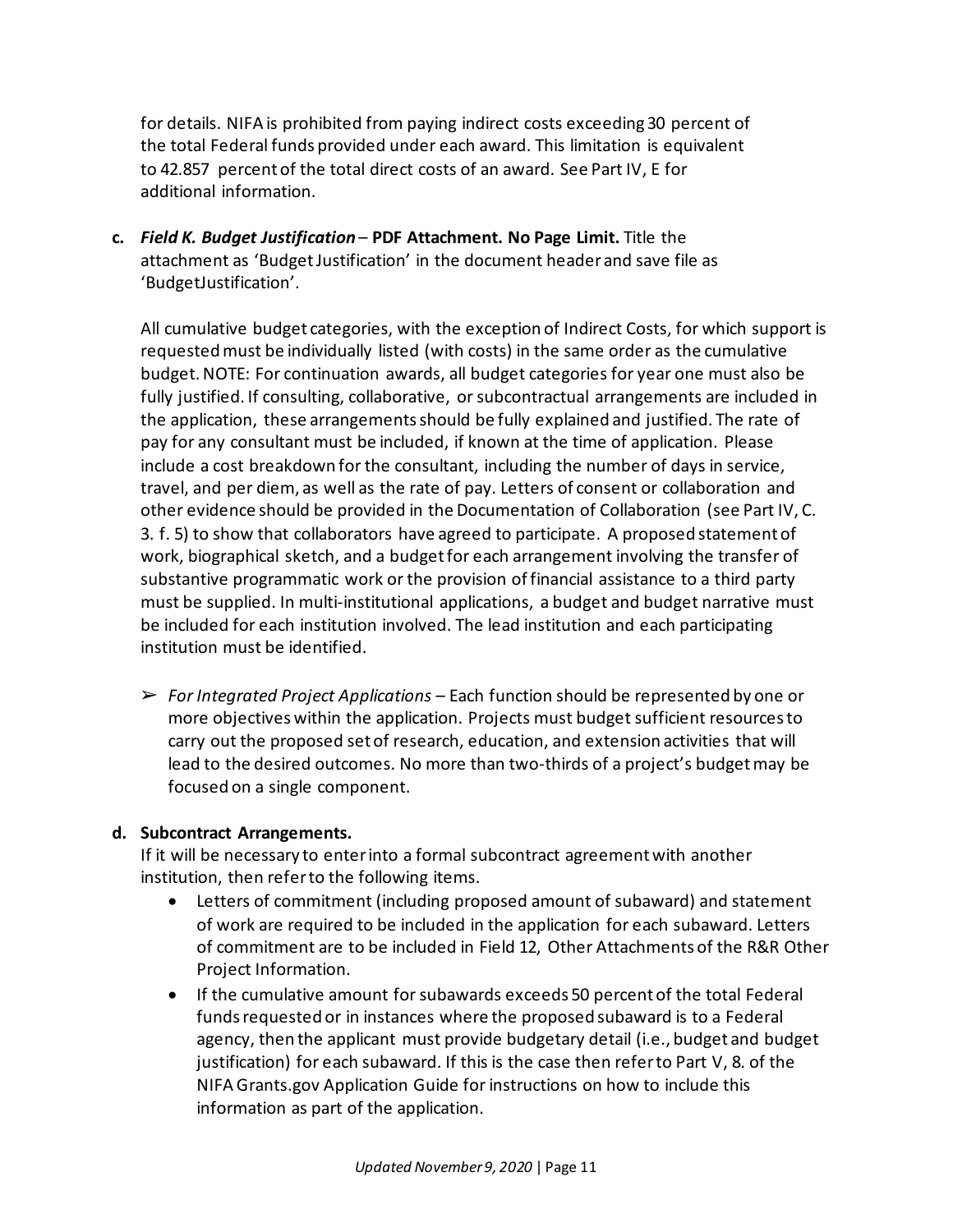for details. NIFA is prohibited from paying indirect costs exceeding 30 percent of the total Federal funds provided under each award. This limitation is equivalent to 42.857 percent of the total direct costs of an award. See Part IV, E for additional information.

**c.** ***Field K. Budget Justification*** – **PDF Attachment. No Page Limit.** Title the attachment as 'Budget Justification' in the document header and save file as 'BudgetJustification'.

All cumulative budget categories, with the exception of Indirect Costs, for which support is requested must be individually listed (with costs) in the same order as the cumulative budget. NOTE: For continuation awards, all budget categories for year one must also be fully justified. If consulting, collaborative, or subcontractual arrangements are included in the application, these arrangements should be fully explained and justified. The rate of pay for any consultant must be included, if known at the time of application. Please include a cost breakdown for the consultant, including the number of days in service, travel, and per diem, as well as the rate of pay. Letters of consent or collaboration and other evidence should be provided in the Documentation of Collaboration (see Part IV, C. 3. f. 5) to show that collaborators have agreed to participate. A proposed statement of work, biographical sketch, and a budget for each arrangement involving the transfer of substantive programmatic work or the provision of financial assistance to a third party must be supplied. In multi-institutional applications, a budget and budget narrative must be included for each institution involved. The lead institution and each participating institution must be identified.

➢ *For Integrated Project Applications* – Each function should be represented by one or more objectives within the application. Projects must budget sufficient resources to carry out the proposed set of research, education, and extension activities that will lead to the desired outcomes. No more than two-thirds of a project's budget may be focused on a single component.

**d. Subcontract Arrangements.**

If it will be necessary to enter into a formal subcontract agreement with another institution, then refer to the following items.

- Letters of commitment (including proposed amount of subaward) and statement of work are required to be included in the application for each subaward. Letters of commitment are to be included in Field 12, Other Attachments of the R&R Other Project Information.
- If the cumulative amount for subawards exceeds 50 percent of the total Federal funds requested or in instances where the proposed subaward is to a Federal agency, then the applicant must provide budgetary detail (i.e., budget and budget justification) for each subaward. If this is the case then refer to Part V, 8. of the NIFA Grants.gov Application Guide for instructions on how to include this information as part of the application.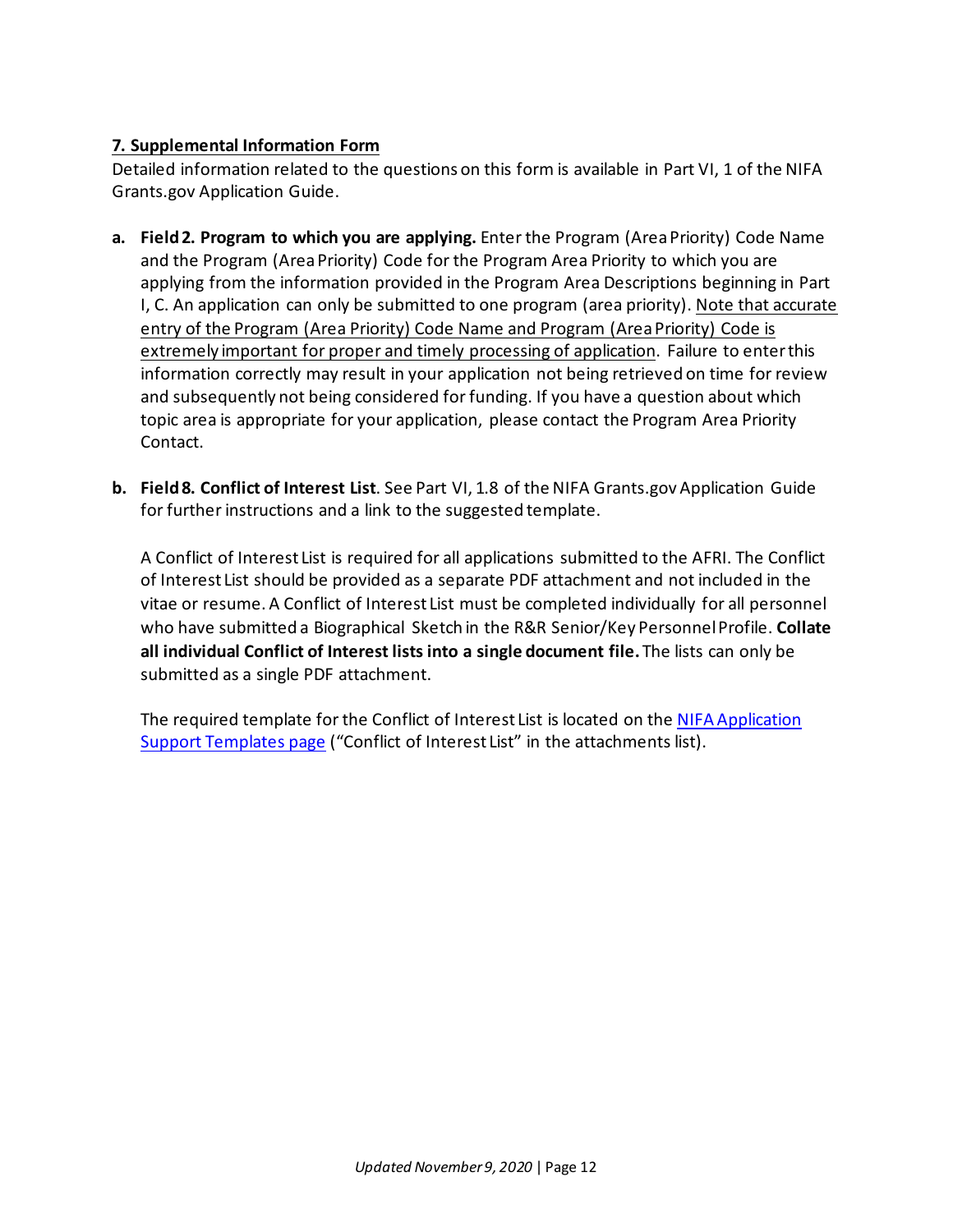## 7. Supplemental Information Form

Detailed information related to the questions on this form is available in Part VI, 1 of the NIFA Grants.gov Application Guide.

a. **Field 2. Program to which you are applying.** Enter the Program (Area Priority) Code Name and the Program (Area Priority) Code for the Program Area Priority to which you are applying from the information provided in the Program Area Descriptions beginning in Part I, C. An application can only be submitted to one program (area priority). <u>Note that accurate entry of the Program (Area Priority) Code Name and Program (Area Priority) Code is extremely important for proper and timely processing of application</u>. Failure to enter this information correctly may result in your application not being retrieved on time for review and subsequently not being considered for funding. If you have a question about which topic area is appropriate for your application, please contact the Program Area Priority Contact.

b. **Field 8. Conflict of Interest List**. See Part VI, 1.8 of the NIFA Grants.gov Application Guide for further instructions and a link to the suggested template.

   A Conflict of Interest List is required for all applications submitted to the AFRI. The Conflict of Interest List should be provided as a separate PDF attachment and not included in the vitae or resume. A Conflict of Interest List must be completed individually for all personnel who have submitted a Biographical Sketch in the R&R Senior/Key Personnel Profile. **Collate all individual Conflict of Interest lists into a single document file.** The lists can only be submitted as a single PDF attachment.

   The required template for the Conflict of Interest List is located on the NIFA Application Support Templates page ("Conflict of Interest List" in the attachments list).